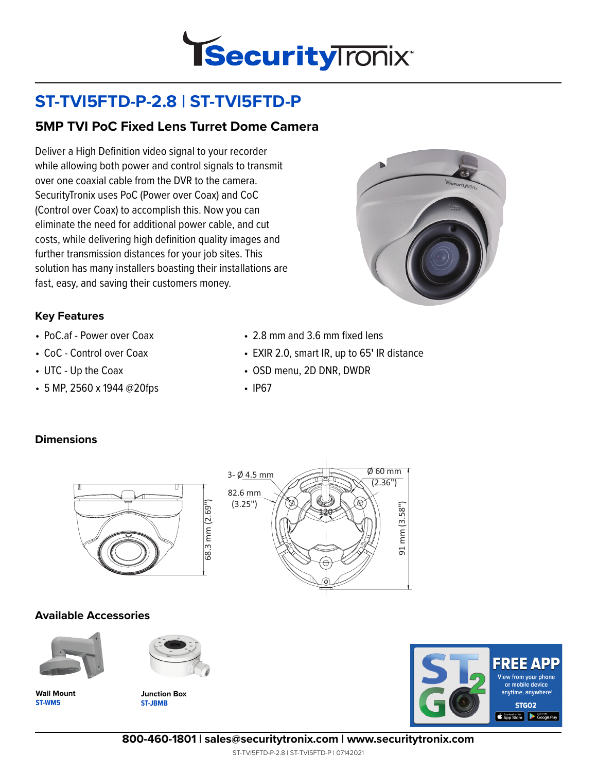# ST-TVI5FTD-P-2.8 | ST-TVI5FTD-P

## 5MP TVI PoC Fixed Lens Turret Dome Camera

Deliver a High Definition video signal to your recorder while allowing both power and control signals to transmit over one coaxial cable from the DVR to the camera. SecurityTronix uses PoC (Power over Coax) and CoC (Control over Coax) to accomplish this. Now you can eliminate the need for additional power cable, and cut costs, while delivering high definition quality images and further transmission distances for your job sites. This solution has many installers boasting their installations are fast, easy, and saving their customers money.

### Key Features

- PoC.af - Power over Coax
- CoC - Control over Coax
- UTC - Up the Coax
- 5 MP, 2560 x 1944 @20fps
- 2.8 mm and 3.6 mm fixed lens
- EXIR 2.0, smart IR, up to 65' IR distance
- OSD menu, 2D DNR, DWDR
- IP67

### Dimensions

68.3 mm (2.69")

3- Ø 4.5 mm

82.6 mm (3.25")

Ø 60 mm (2.36")

120°

91 mm (3.58")

### Available Accessories

**Wall Mount**
**ST-WM5**

**Junction Box**
**ST-JBMB**

**FREE APP**
View from your phone or mobile device anytime, anywhere!
**STGO2**

**800-460-1801 | sales@securitytronix.com | www.securitytronix.com**

ST-TVI5FTD-P-2.8 | ST-TVI5FTD-P | 07142021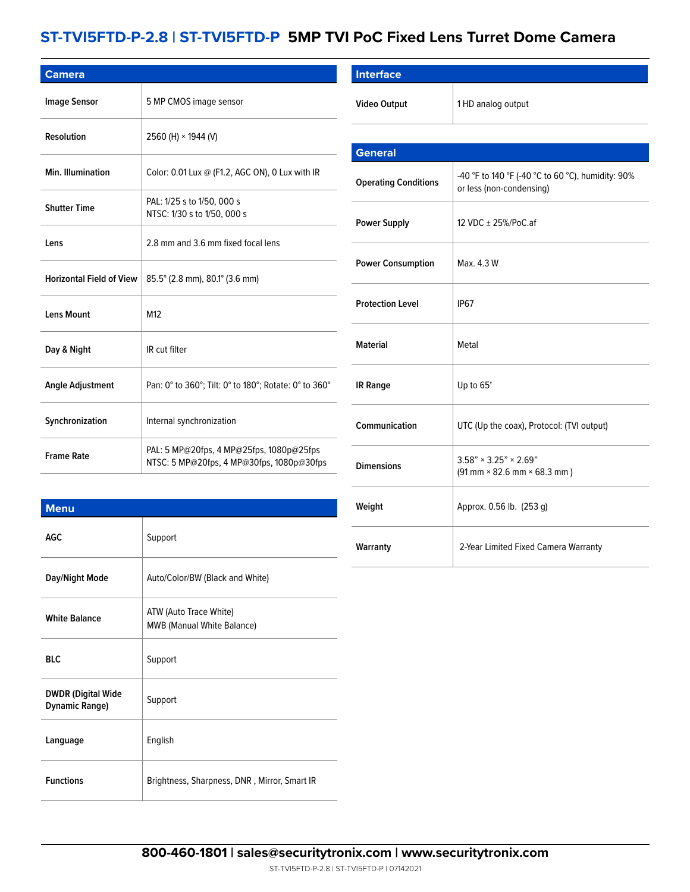# ST-TVI5FTD-P-2.8 | ST-TVI5FTD-P 5MP TVI PoC Fixed Lens Turret Dome Camera

## Camera

| | |
|---|---|
| Image Sensor | 5 MP CMOS image sensor |
| Resolution | 2560 (H) × 1944 (V) |
| Min. Illumination | Color: 0.01 Lux @ (F1.2, AGC ON), 0 Lux with IR |
| Shutter Time | PAL: 1/25 s to 1/50, 000 s<br>NTSC: 1/30 s to 1/50, 000 s |
| Lens | 2.8 mm and 3.6 mm fixed focal lens |
| Horizontal Field of View | 85.5° (2.8 mm), 80.1° (3.6 mm) |
| Lens Mount | M12 |
| Day & Night | IR cut filter |
| Angle Adjustment | Pan: 0° to 360°; Tilt: 0° to 180°; Rotate: 0° to 360° |
| Synchronization | Internal synchronization |
| Frame Rate | PAL: 5 MP@20fps, 4 MP@25fps, 1080p@25fps<br>NTSC: 5 MP@20fps, 4 MP@30fps, 1080p@30fps |

## Menu

| | |
|---|---|
| AGC | Support |
| Day/Night Mode | Auto/Color/BW (Black and White) |
| White Balance | ATW (Auto Trace White)<br>MWB (Manual White Balance) |
| BLC | Support |
| DWDR (Digital Wide Dynamic Range) | Support |
| Language | English |
| Functions | Brightness, Sharpness, DNR , Mirror, Smart IR |

## Interface

| | |
|---|---|
| Video Output | 1 HD analog output |

## General

| | |
|---|---|
| Operating Conditions | -40 °F to 140 °F (-40 °C to 60 °C), humidity: 90% or less (non-condensing) |
| Power Supply | 12 VDC ± 25%/PoC.af |
| Power Consumption | Max. 4.3 W |
| Protection Level | IP67 |
| Material | Metal |
| IR Range | Up to 65' |
| Communication | UTC (Up the coax), Protocol: (TVI output) |
| Dimensions | 3.58” × 3.25” × 2.69”<br>(91 mm × 82.6 mm × 68.3 mm ) |
| Weight | Approx. 0.56 lb. (253 g) |
| Warranty | 2-Year Limited Fixed Camera Warranty |

**800-460-1801 | sales@securitytronix.com | www.securitytronix.com**

ST-TVI5FTD-P-2.8 | ST-TVI5FTD-P | 07142021